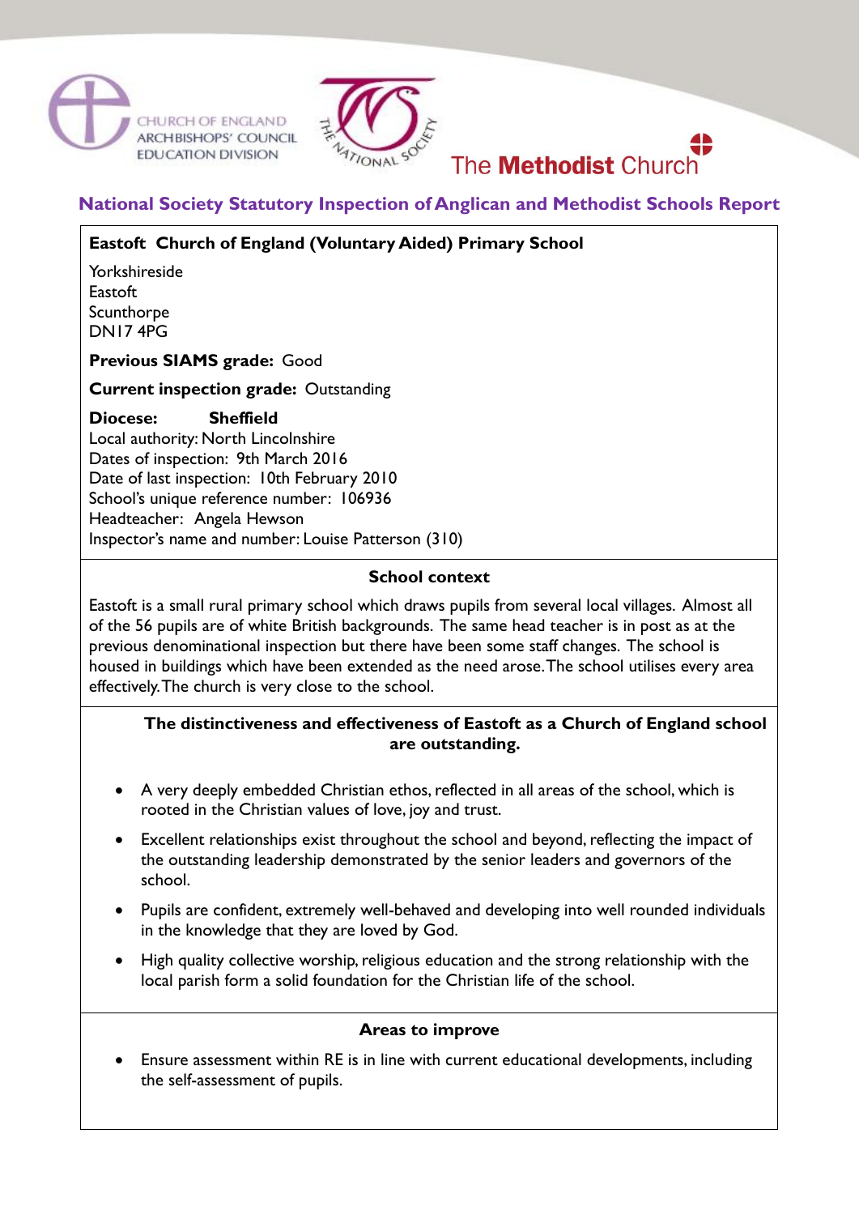CHURCH OF ENGLAND ARCHBISHOPS' COUNCIL EDUCATION DIVISION

THE NATIONAL SOCIETY

The **Methodist** Church

# National Society Statutory Inspection of Anglican and Methodist Schools Report

**Eastoft Church of England (Voluntary Aided) Primary School**

Yorkshireside
Eastoft
Scunthorpe
DN17 4PG

**Previous SIAMS grade:** Good

**Current inspection grade:** Outstanding

**Diocese:** **Sheffield**
Local authority: North Lincolnshire
Dates of inspection: 9th March 2016
Date of last inspection: 10th February 2010
School's unique reference number: 106936
Headteacher: Angela Hewson
Inspector's name and number: Louise Patterson (310)

## School context

Eastoft is a small rural primary school which draws pupils from several local villages. Almost all of the 56 pupils are of white British backgrounds. The same head teacher is in post as at the previous denominational inspection but there have been some staff changes. The school is housed in buildings which have been extended as the need arose. The school utilises every area effectively. The church is very close to the school.

## The distinctiveness and effectiveness of Eastoft as a Church of England school are outstanding.

- A very deeply embedded Christian ethos, reflected in all areas of the school, which is rooted in the Christian values of love, joy and trust.
- Excellent relationships exist throughout the school and beyond, reflecting the impact of the outstanding leadership demonstrated by the senior leaders and governors of the school.
- Pupils are confident, extremely well-behaved and developing into well rounded individuals in the knowledge that they are loved by God.
- High quality collective worship, religious education and the strong relationship with the local parish form a solid foundation for the Christian life of the school.

## Areas to improve

- Ensure assessment within RE is in line with current educational developments, including the self-assessment of pupils.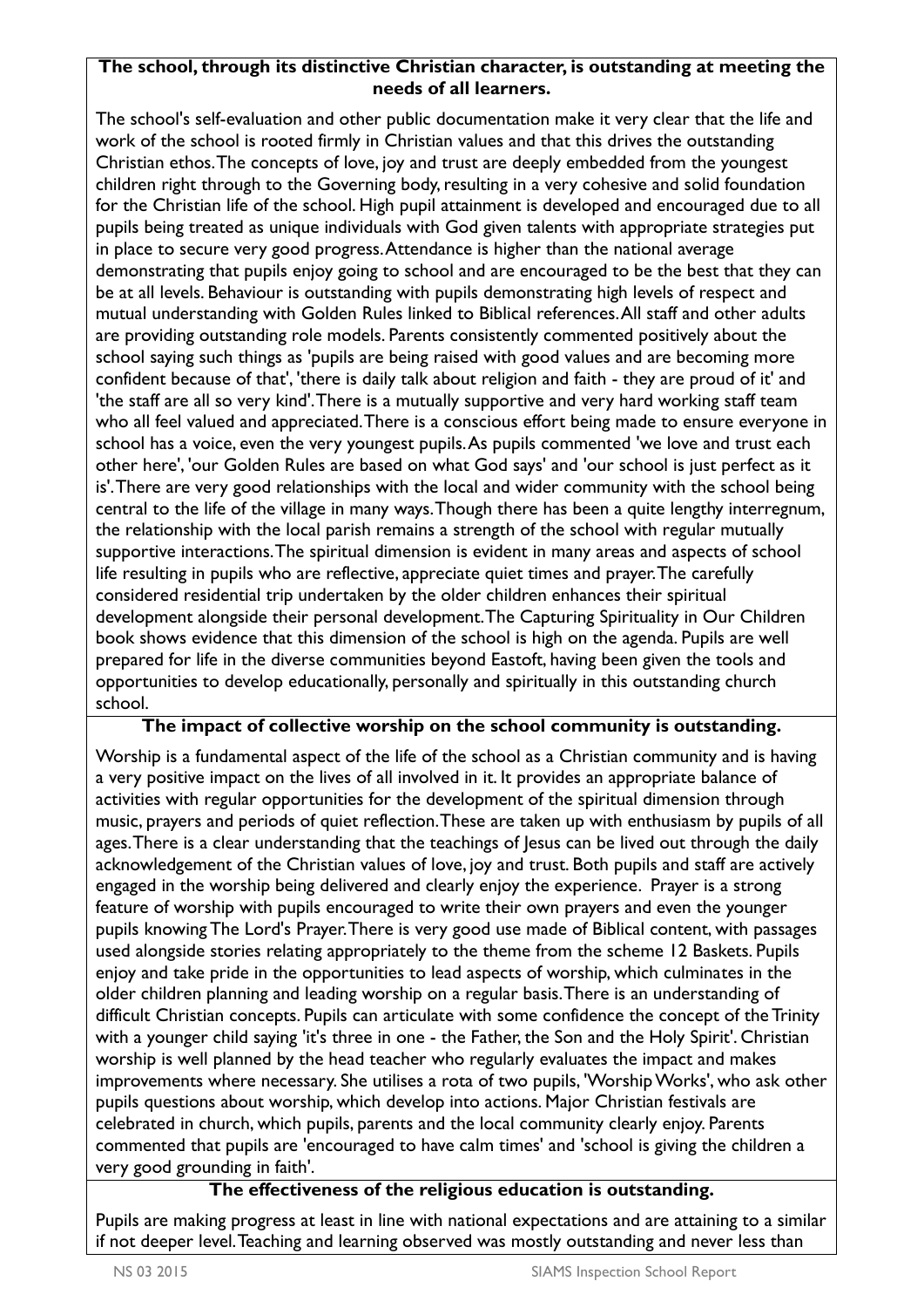**The school, through its distinctive Christian character, is outstanding at meeting the needs of all learners.**

The school's self-evaluation and other public documentation make it very clear that the life and work of the school is rooted firmly in Christian values and that this drives the outstanding Christian ethos. The concepts of love, joy and trust are deeply embedded from the youngest children right through to the Governing body, resulting in a very cohesive and solid foundation for the Christian life of the school. High pupil attainment is developed and encouraged due to all pupils being treated as unique individuals with God given talents with appropriate strategies put in place to secure very good progress. Attendance is higher than the national average demonstrating that pupils enjoy going to school and are encouraged to be the best that they can be at all levels. Behaviour is outstanding with pupils demonstrating high levels of respect and mutual understanding with Golden Rules linked to Biblical references. All staff and other adults are providing outstanding role models. Parents consistently commented positively about the school saying such things as 'pupils are being raised with good values and are becoming more confident because of that', 'there is daily talk about religion and faith - they are proud of it' and 'the staff are all so very kind'. There is a mutually supportive and very hard working staff team who all feel valued and appreciated. There is a conscious effort being made to ensure everyone in school has a voice, even the very youngest pupils. As pupils commented 'we love and trust each other here', 'our Golden Rules are based on what God says' and 'our school is just perfect as it is'. There are very good relationships with the local and wider community with the school being central to the life of the village in many ways. Though there has been a quite lengthy interregnum, the relationship with the local parish remains a strength of the school with regular mutually supportive interactions. The spiritual dimension is evident in many areas and aspects of school life resulting in pupils who are reflective, appreciate quiet times and prayer. The carefully considered residential trip undertaken by the older children enhances their spiritual development alongside their personal development. The Capturing Spirituality in Our Children book shows evidence that this dimension of the school is high on the agenda. Pupils are well prepared for life in the diverse communities beyond Eastoft, having been given the tools and opportunities to develop educationally, personally and spiritually in this outstanding church school.

**The impact of collective worship on the school community is outstanding.**

Worship is a fundamental aspect of the life of the school as a Christian community and is having a very positive impact on the lives of all involved in it. It provides an appropriate balance of activities with regular opportunities for the development of the spiritual dimension through music, prayers and periods of quiet reflection. These are taken up with enthusiasm by pupils of all ages. There is a clear understanding that the teachings of Jesus can be lived out through the daily acknowledgement of the Christian values of love, joy and trust. Both pupils and staff are actively engaged in the worship being delivered and clearly enjoy the experience. Prayer is a strong feature of worship with pupils encouraged to write their own prayers and even the younger pupils knowing The Lord's Prayer. There is very good use made of Biblical content, with passages used alongside stories relating appropriately to the theme from the scheme 12 Baskets. Pupils enjoy and take pride in the opportunities to lead aspects of worship, which culminates in the older children planning and leading worship on a regular basis. There is an understanding of difficult Christian concepts. Pupils can articulate with some confidence the concept of the Trinity with a younger child saying 'it's three in one - the Father, the Son and the Holy Spirit'. Christian worship is well planned by the head teacher who regularly evaluates the impact and makes improvements where necessary. She utilises a rota of two pupils, 'Worship Works', who ask other pupils questions about worship, which develop into actions. Major Christian festivals are celebrated in church, which pupils, parents and the local community clearly enjoy. Parents commented that pupils are 'encouraged to have calm times' and 'school is giving the children a very good grounding in faith'.

**The effectiveness of the religious education is outstanding.**

Pupils are making progress at least in line with national expectations and are attaining to a similar if not deeper level. Teaching and learning observed was mostly outstanding and never less than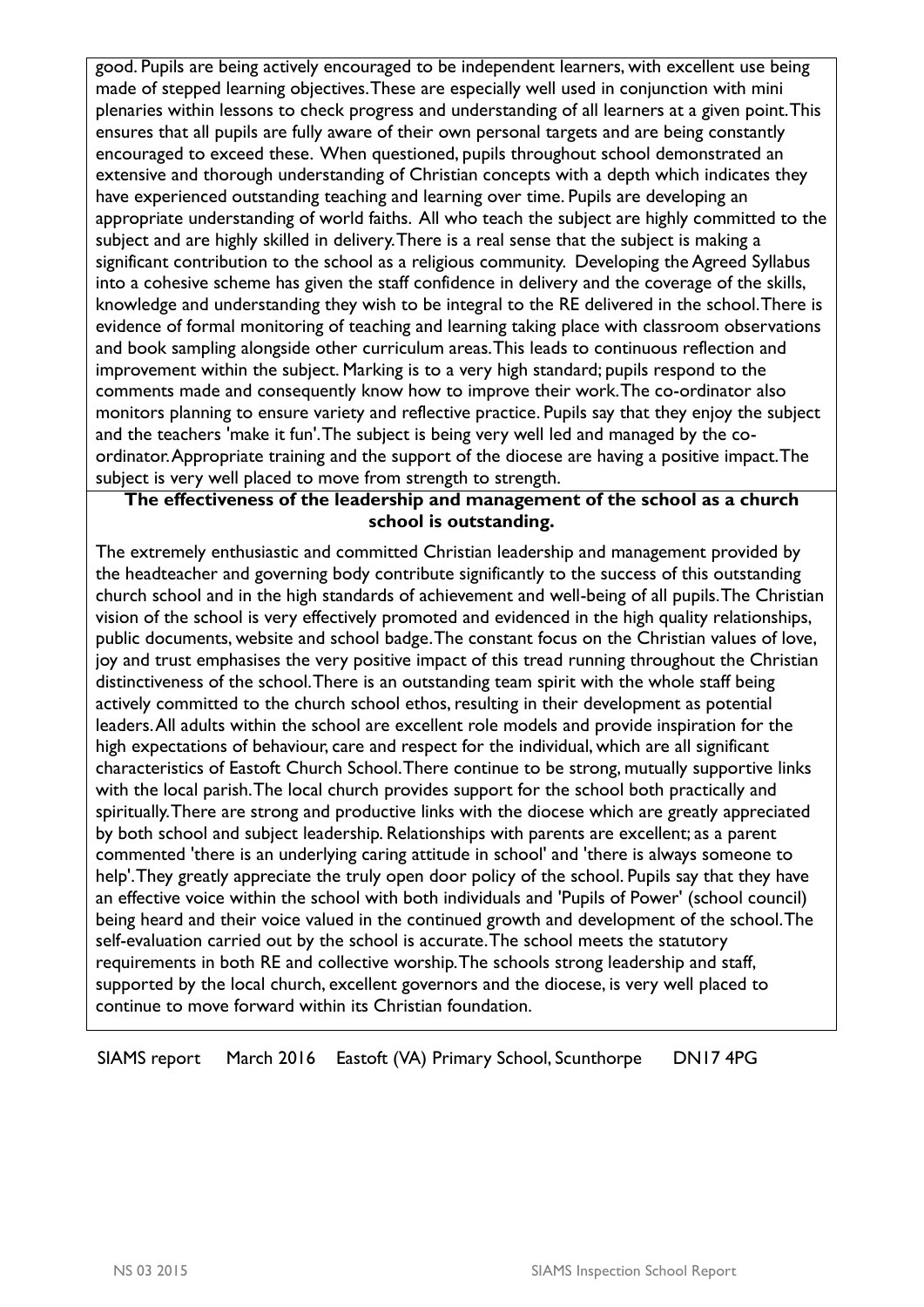good. Pupils are being actively encouraged to be independent learners, with excellent use being made of stepped learning objectives. These are especially well used in conjunction with mini plenaries within lessons to check progress and understanding of all learners at a given point. This ensures that all pupils are fully aware of their own personal targets and are being constantly encouraged to exceed these. When questioned, pupils throughout school demonstrated an extensive and thorough understanding of Christian concepts with a depth which indicates they have experienced outstanding teaching and learning over time. Pupils are developing an appropriate understanding of world faiths. All who teach the subject are highly committed to the subject and are highly skilled in delivery. There is a real sense that the subject is making a significant contribution to the school as a religious community. Developing the Agreed Syllabus into a cohesive scheme has given the staff confidence in delivery and the coverage of the skills, knowledge and understanding they wish to be integral to the RE delivered in the school. There is evidence of formal monitoring of teaching and learning taking place with classroom observations and book sampling alongside other curriculum areas. This leads to continuous reflection and improvement within the subject. Marking is to a very high standard; pupils respond to the comments made and consequently know how to improve their work. The co-ordinator also monitors planning to ensure variety and reflective practice. Pupils say that they enjoy the subject and the teachers 'make it fun'. The subject is being very well led and managed by the co-ordinator. Appropriate training and the support of the diocese are having a positive impact. The subject is very well placed to move from strength to strength.

**The effectiveness of the leadership and management of the school as a church school is outstanding.**

The extremely enthusiastic and committed Christian leadership and management provided by the headteacher and governing body contribute significantly to the success of this outstanding church school and in the high standards of achievement and well-being of all pupils. The Christian vision of the school is very effectively promoted and evidenced in the high quality relationships, public documents, website and school badge. The constant focus on the Christian values of love, joy and trust emphasises the very positive impact of this tread running throughout the Christian distinctiveness of the school. There is an outstanding team spirit with the whole staff being actively committed to the church school ethos, resulting in their development as potential leaders. All adults within the school are excellent role models and provide inspiration for the high expectations of behaviour, care and respect for the individual, which are all significant characteristics of Eastoft Church School. There continue to be strong, mutually supportive links with the local parish. The local church provides support for the school both practically and spiritually. There are strong and productive links with the diocese which are greatly appreciated by both school and subject leadership. Relationships with parents are excellent; as a parent commented 'there is an underlying caring attitude in school' and 'there is always someone to help'. They greatly appreciate the truly open door policy of the school. Pupils say that they have an effective voice within the school with both individuals and 'Pupils of Power' (school council) being heard and their voice valued in the continued growth and development of the school. The self-evaluation carried out by the school is accurate. The school meets the statutory requirements in both RE and collective worship. The schools strong leadership and staff, supported by the local church, excellent governors and the diocese, is very well placed to continue to move forward within its Christian foundation.

SIAMS report March 2016 Eastoft (VA) Primary School, Scunthorpe DN17 4PG